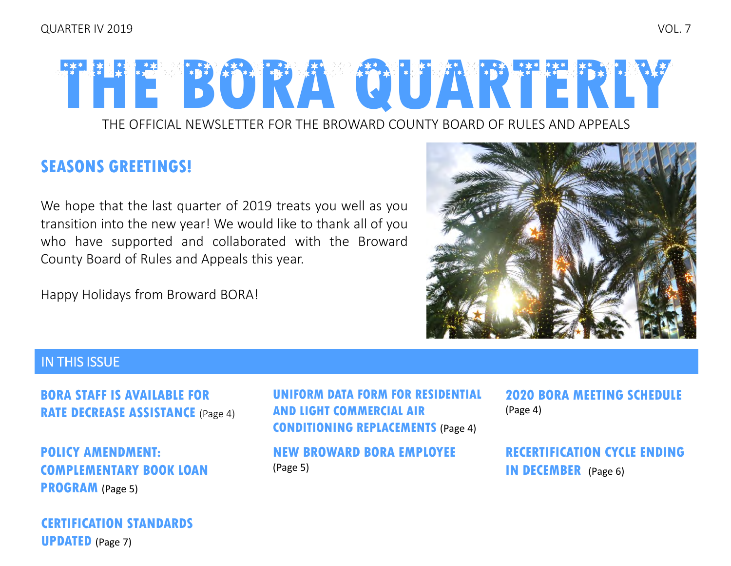QUARTER IV 2019

VOL. 7

# THE BORA QUARTERLY

THE OFFICIAL NEWSLETTER FOR THE BROWARD COUNTY BOARD OF RULES AND APPEALS

## SEASONS GREETINGS!

We hope that the last quarter of 2019 treats you well as you transition into the new year! We would like to thank all of you who have supported and collaborated with the Broward County Board of Rules and Appeals this year.

Happy Holidays from Broward BORA!

## IN THIS ISSUE

**BORA STAFF IS AVAILABLE FOR RATE DECREASE ASSISTANCE** (Page 4)

**POLICY AMENDMENT: COMPLEMENTARY BOOK LOAN PROGRAM** (Page 5)

**CERTIFICATION STANDARDS UPDATED** (Page 7)

**UNIFORM DATA FORM FOR RESIDENTIAL AND LIGHT COMMERCIAL AIR CONDITIONING REPLACEMENTS** (Page 4)

**NEW BROWARD BORA EMPLOYEE** (Page 5)

**2020 BORA MEETING SCHEDULE** (Page 4)

**RECERTIFICATION CYCLE ENDING IN DECEMBER** (Page 6)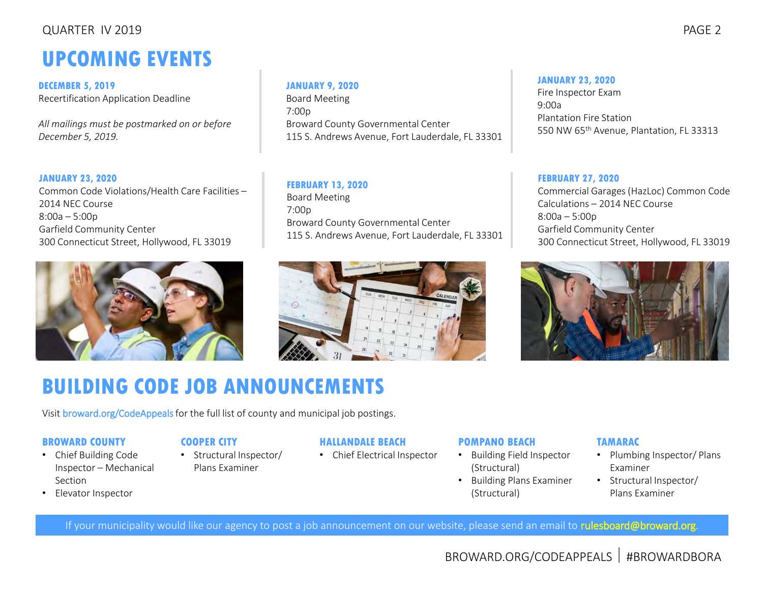# UPCOMING EVENTS

**DECEMBER 5, 2019**
Recertification Application Deadline

*All mailings must be postmarked on or before December 5, 2019.*

**JANUARY 9, 2020**
Board Meeting
7:00p
Broward County Governmental Center
115 S. Andrews Avenue, Fort Lauderdale, FL 33301

**JANUARY 23, 2020**
Fire Inspector Exam
9:00a
Plantation Fire Station
550 NW 65th Avenue, Plantation, FL 33313

**JANUARY 23, 2020**
Common Code Violations/Health Care Facilities – 2014 NEC Course
8:00a – 5:00p
Garfield Community Center
300 Connecticut Street, Hollywood, FL 33019

**FEBRUARY 13, 2020**
Board Meeting
7:00p
Broward County Governmental Center
115 S. Andrews Avenue, Fort Lauderdale, FL 33301

**FEBRUARY 27, 2020**
Commercial Garages (HazLoc) Common Code Calculations – 2014 NEC Course
8:00a – 5:00p
Garfield Community Center
300 Connecticut Street, Hollywood, FL 33019

# BUILDING CODE JOB ANNOUNCEMENTS

Visit broward.org/CodeAppeals for the full list of county and municipal job postings.

**BROWARD COUNTY**
- Chief Building Code Inspector – Mechanical Section
- Elevator Inspector

**COOPER CITY**
- Structural Inspector/ Plans Examiner

**HALLANDALE BEACH**
- Chief Electrical Inspector

**POMPANO BEACH**
- Building Field Inspector (Structural)
- Building Plans Examiner (Structural)

**TAMARAC**
- Plumbing Inspector/ Plans Examiner
- Structural Inspector/ Plans Examiner

If your municipality would like our agency to post a job announcement on our website, please send an email to rulesboard@broward.org.

BROWARD.ORG/CODEAPPEALS | #BROWARDBORA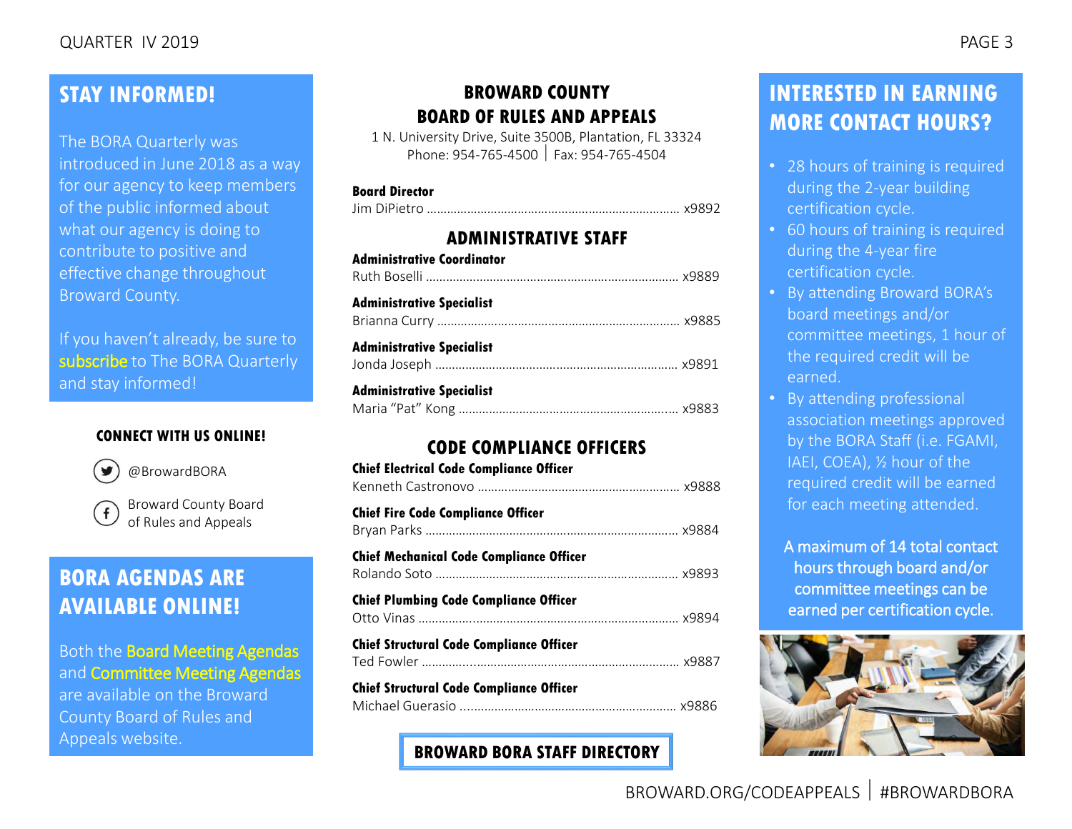## STAY INFORMED!

The BORA Quarterly was introduced in June 2018 as a way for our agency to keep members of the public informed about what our agency is doing to contribute to positive and effective change throughout Broward County.

If you haven't already, be sure to subscribe to The BORA Quarterly and stay informed!

**CONNECT WITH US ONLINE!**

@BrowardBORA

Broward County Board of Rules and Appeals

## BORA AGENDAS ARE AVAILABLE ONLINE!

Both the Board Meeting Agendas and Committee Meeting Agendas are available on the Broward County Board of Rules and Appeals website.

## BROWARD COUNTY BOARD OF RULES AND APPEALS

1 N. University Drive, Suite 3500B, Plantation, FL 33324
Phone: 954-765-4500 | Fax: 954-765-4504

**Board Director**
Jim DiPietro .......... x9892

### ADMINISTRATIVE STAFF

**Administrative Coordinator**
Ruth Boselli .......... x9889

**Administrative Specialist**
Brianna Curry .......... x9885

**Administrative Specialist**
Jonda Joseph .......... x9891

**Administrative Specialist**
Maria "Pat" Kong .......... x9883

### CODE COMPLIANCE OFFICERS

**Chief Electrical Code Compliance Officer**
Kenneth Castronovo .......... x9888

**Chief Fire Code Compliance Officer**
Bryan Parks .......... x9884

**Chief Mechanical Code Compliance Officer**
Rolando Soto .......... x9893

**Chief Plumbing Code Compliance Officer**
Otto Vinas .......... x9894

**Chief Structural Code Compliance Officer**
Ted Fowler .......... x9887

**Chief Structural Code Compliance Officer**
Michael Guerasio .......... x9886

**BROWARD BORA STAFF DIRECTORY**

## INTERESTED IN EARNING MORE CONTACT HOURS?

- 28 hours of training is required during the 2-year building certification cycle.
- 60 hours of training is required during the 4-year fire certification cycle.
- By attending Broward BORA's board meetings and/or committee meetings, 1 hour of the required credit will be earned.
- By attending professional association meetings approved by the BORA Staff (i.e. FGAMI, IAEI, COEA), ½ hour of the required credit will be earned for each meeting attended.

A maximum of 14 total contact hours through board and/or committee meetings can be earned per certification cycle.

BROWARD.ORG/CODEAPPEALS | #BROWARDBORA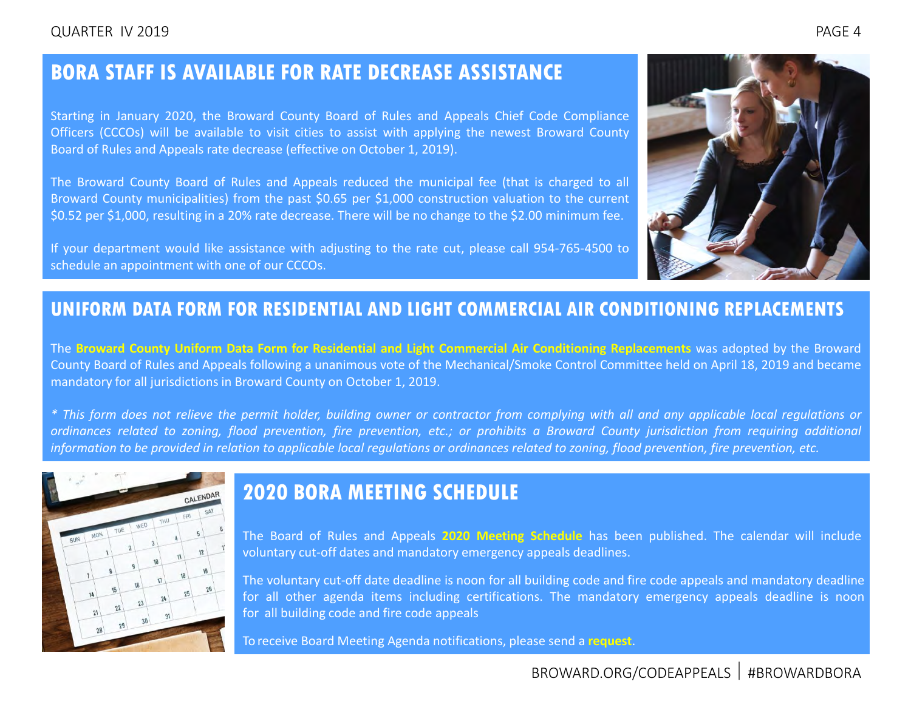## BORA STAFF IS AVAILABLE FOR RATE DECREASE ASSISTANCE

Starting in January 2020, the Broward County Board of Rules and Appeals Chief Code Compliance Officers (CCCOs) will be available to visit cities to assist with applying the newest Broward County Board of Rules and Appeals rate decrease (effective on October 1, 2019).

The Broward County Board of Rules and Appeals reduced the municipal fee (that is charged to all Broward County municipalities) from the past $0.65 per $1,000 construction valuation to the current $0.52 per $1,000, resulting in a 20% rate decrease. There will be no change to the $2.00 minimum fee.

If your department would like assistance with adjusting to the rate cut, please call 954-765-4500 to schedule an appointment with one of our CCCOs.

## UNIFORM DATA FORM FOR RESIDENTIAL AND LIGHT COMMERCIAL AIR CONDITIONING REPLACEMENTS

The **Broward County Uniform Data Form for Residential and Light Commercial Air Conditioning Replacements** was adopted by the Broward County Board of Rules and Appeals following a unanimous vote of the Mechanical/Smoke Control Committee held on April 18, 2019 and became mandatory for all jurisdictions in Broward County on October 1, 2019.

*\* This form does not relieve the permit holder, building owner or contractor from complying with all and any applicable local regulations or ordinances related to zoning, flood prevention, fire prevention, etc.; or prohibits a Broward County jurisdiction from requiring additional information to be provided in relation to applicable local regulations or ordinances related to zoning, flood prevention, fire prevention, etc.*

## 2020 BORA MEETING SCHEDULE

The Board of Rules and Appeals **2020 Meeting Schedule** has been published. The calendar will include voluntary cut-off dates and mandatory emergency appeals deadlines.

The voluntary cut-off date deadline is noon for all building code and fire code appeals and mandatory deadline for all other agenda items including certifications. The mandatory emergency appeals deadline is noon for all building code and fire code appeals

To receive Board Meeting Agenda notifications, please send a **request**.

BROWARD.ORG/CODEAPPEALS | #BROWARDBORA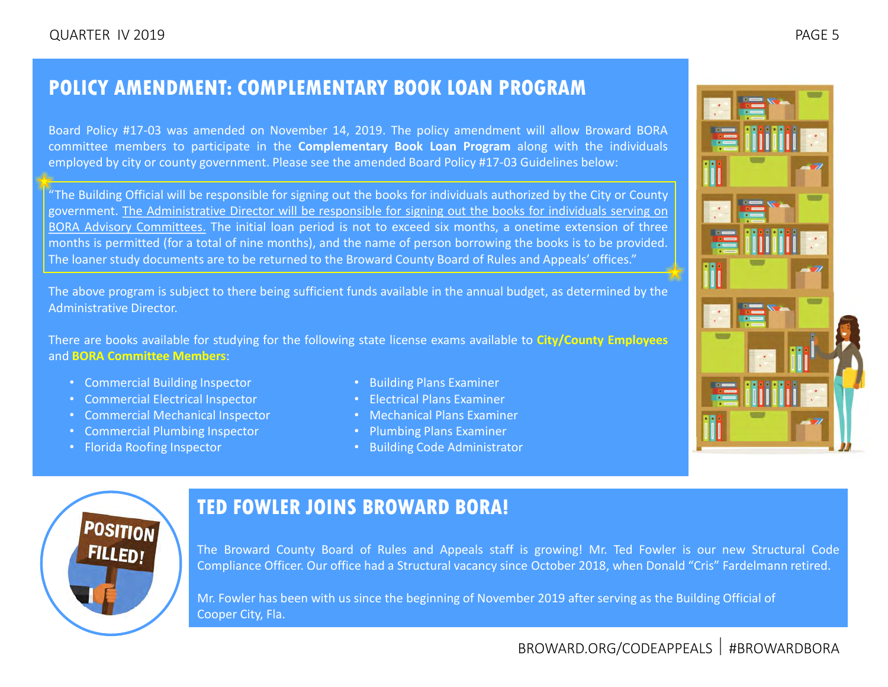## POLICY AMENDMENT: COMPLEMENTARY BOOK LOAN PROGRAM

Board Policy #17-03 was amended on November 14, 2019. The policy amendment will allow Broward BORA committee members to participate in the **Complementary Book Loan Program** along with the individuals employed by city or county government. Please see the amended Board Policy #17-03 Guidelines below:

> "The Building Official will be responsible for signing out the books for individuals authorized by the City or County government. The Administrative Director will be responsible for signing out the books for individuals serving on BORA Advisory Committees. The initial loan period is not to exceed six months, a onetime extension of three months is permitted (for a total of nine months), and the name of person borrowing the books is to be provided. The loaner study documents are to be returned to the Broward County Board of Rules and Appeals' offices."

The above program is subject to there being sufficient funds available in the annual budget, as determined by the Administrative Director.

There are books available for studying for the following state license exams available to **City/County Employees** and **BORA Committee Members**:

- Commercial Building Inspector
- Commercial Electrical Inspector
- Commercial Mechanical Inspector
- Commercial Plumbing Inspector
- Florida Roofing Inspector
- Building Plans Examiner
- Electrical Plans Examiner
- Mechanical Plans Examiner
- Plumbing Plans Examiner
- Building Code Administrator

## TED FOWLER JOINS BROWARD BORA!

The Broward County Board of Rules and Appeals staff is growing! Mr. Ted Fowler is our new Structural Code Compliance Officer. Our office had a Structural vacancy since October 2018, when Donald "Cris" Fardelmann retired.

Mr. Fowler has been with us since the beginning of November 2019 after serving as the Building Official of Cooper City, Fla.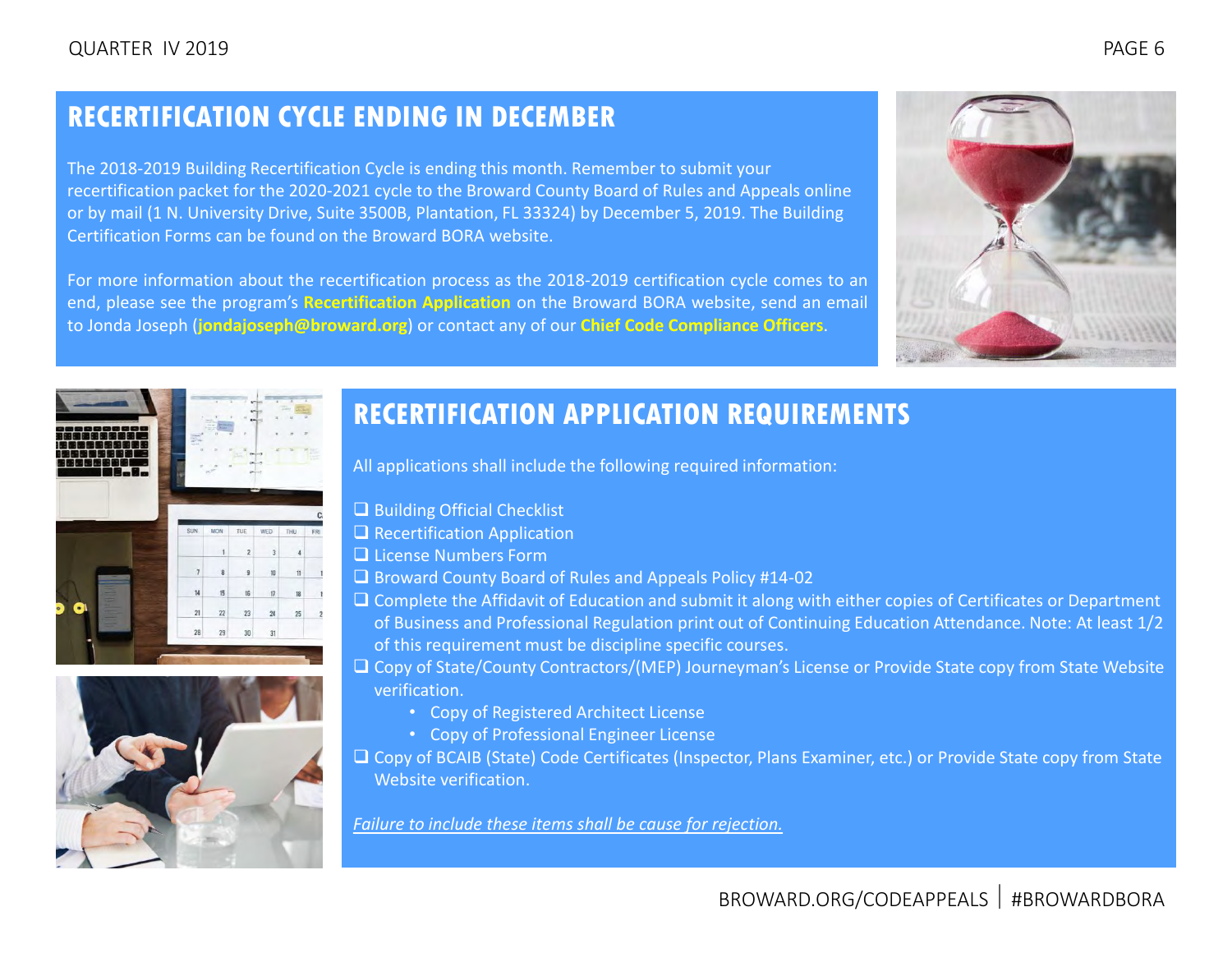## RECERTIFICATION CYCLE ENDING IN DECEMBER

The 2018-2019 Building Recertification Cycle is ending this month. Remember to submit your recertification packet for the 2020-2021 cycle to the Broward County Board of Rules and Appeals online or by mail (1 N. University Drive, Suite 3500B, Plantation, FL 33324) by December 5, 2019. The Building Certification Forms can be found on the Broward BORA website.

For more information about the recertification process as the 2018-2019 certification cycle comes to an end, please see the program's **Recertification Application** on the Broward BORA website, send an email to Jonda Joseph (**jondajoseph@broward.org**) or contact any of our **Chief Code Compliance Officers**.

## RECERTIFICATION APPLICATION REQUIREMENTS

All applications shall include the following required information:

- ❑ Building Official Checklist
- ❑ Recertification Application
- ❑ License Numbers Form
- ❑ Broward County Board of Rules and Appeals Policy #14-02
- ❑ Complete the Affidavit of Education and submit it along with either copies of Certificates or Department of Business and Professional Regulation print out of Continuing Education Attendance. Note: At least 1/2 of this requirement must be discipline specific courses.
- ❑ Copy of State/County Contractors/(MEP) Journeyman's License or Provide State copy from State Website verification.
    - Copy of Registered Architect License
    - Copy of Professional Engineer License
- ❑ Copy of BCAIB (State) Code Certificates (Inspector, Plans Examiner, etc.) or Provide State copy from State Website verification.

*Failure to include these items shall be cause for rejection.*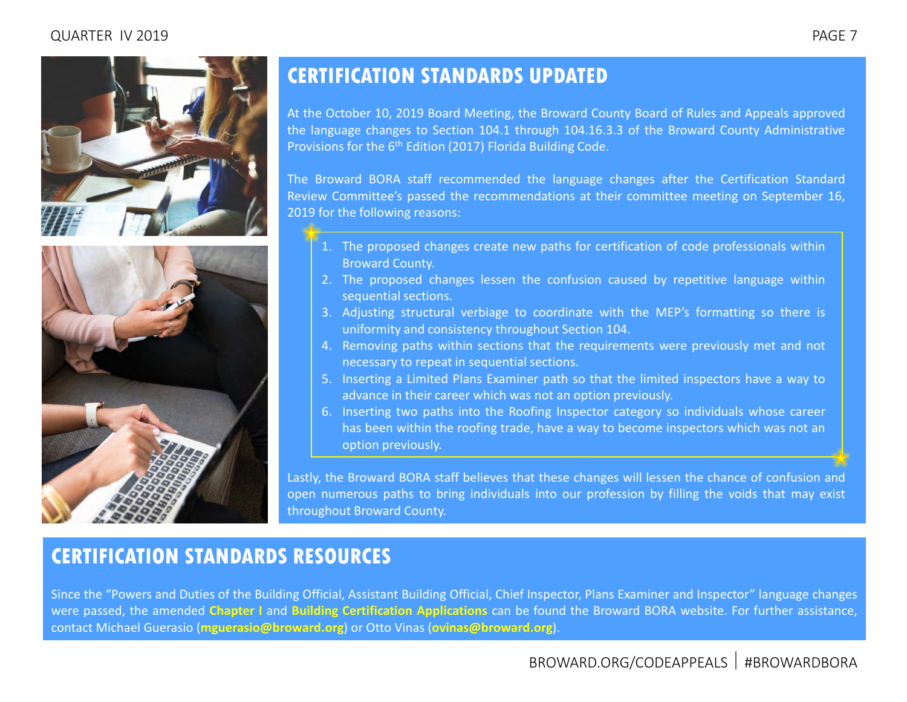## CERTIFICATION STANDARDS UPDATED

At the October 10, 2019 Board Meeting, the Broward County Board of Rules and Appeals approved the language changes to Section 104.1 through 104.16.3.3 of the Broward County Administrative Provisions for the 6th Edition (2017) Florida Building Code.

The Broward BORA staff recommended the language changes after the Certification Standard Review Committee's passed the recommendations at their committee meeting on September 16, 2019 for the following reasons:

1. The proposed changes create new paths for certification of code professionals within Broward County.
2. The proposed changes lessen the confusion caused by repetitive language within sequential sections.
3. Adjusting structural verbiage to coordinate with the MEP's formatting so there is uniformity and consistency throughout Section 104.
4. Removing paths within sections that the requirements were previously met and not necessary to repeat in sequential sections.
5. Inserting a Limited Plans Examiner path so that the limited inspectors have a way to advance in their career which was not an option previously.
6. Inserting two paths into the Roofing Inspector category so individuals whose career has been within the roofing trade, have a way to become inspectors which was not an option previously.

Lastly, the Broward BORA staff believes that these changes will lessen the chance of confusion and open numerous paths to bring individuals into our profession by filling the voids that may exist throughout Broward County.

## CERTIFICATION STANDARDS RESOURCES

Since the "Powers and Duties of the Building Official, Assistant Building Official, Chief Inspector, Plans Examiner and Inspector" language changes were passed, the amended **Chapter I** and **Building Certification Applications** can be found the Broward BORA website. For further assistance, contact Michael Guerasio (**mguerasio@broward.org**) or Otto Vinas (**ovinas@broward.org**).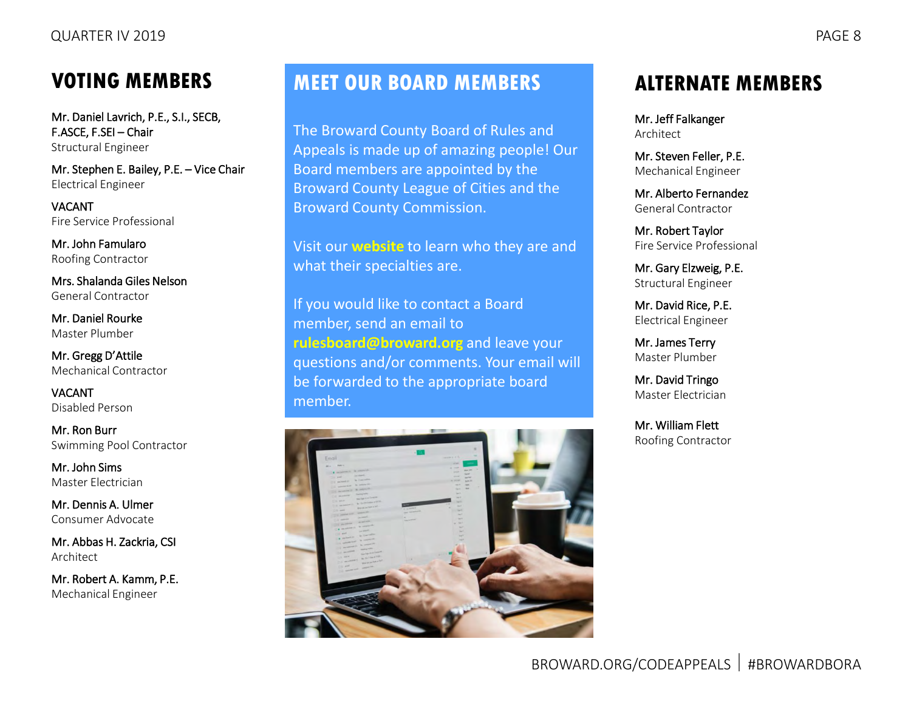## VOTING MEMBERS

Mr. Daniel Lavrich, P.E., S.I., SECB, F.ASCE, F.SEI – Chair
Structural Engineer

Mr. Stephen E. Bailey, P.E. – Vice Chair
Electrical Engineer

VACANT
Fire Service Professional

Mr. John Famularo
Roofing Contractor

Mrs. Shalanda Giles Nelson
General Contractor

Mr. Daniel Rourke
Master Plumber

Mr. Gregg D'Attile
Mechanical Contractor

VACANT
Disabled Person

Mr. Ron Burr
Swimming Pool Contractor

Mr. John Sims
Master Electrician

Mr. Dennis A. Ulmer
Consumer Advocate

Mr. Abbas H. Zackria, CSI
Architect

Mr. Robert A. Kamm, P.E.
Mechanical Engineer

## MEET OUR BOARD MEMBERS

The Broward County Board of Rules and Appeals is made up of amazing people! Our Board members are appointed by the Broward County League of Cities and the Broward County Commission.

Visit our **website** to learn who they are and what their specialties are.

If you would like to contact a Board member, send an email to **rulesboard@broward.org** and leave your questions and/or comments. Your email will be forwarded to the appropriate board member.

## ALTERNATE MEMBERS

Mr. Jeff Falkanger
Architect

Mr. Steven Feller, P.E.
Mechanical Engineer

Mr. Alberto Fernandez
General Contractor

Mr. Robert Taylor
Fire Service Professional

Mr. Gary Elzweig, P.E.
Structural Engineer

Mr. David Rice, P.E.
Electrical Engineer

Mr. James Terry
Master Plumber

Mr. David Tringo
Master Electrician

Mr. William Flett
Roofing Contractor